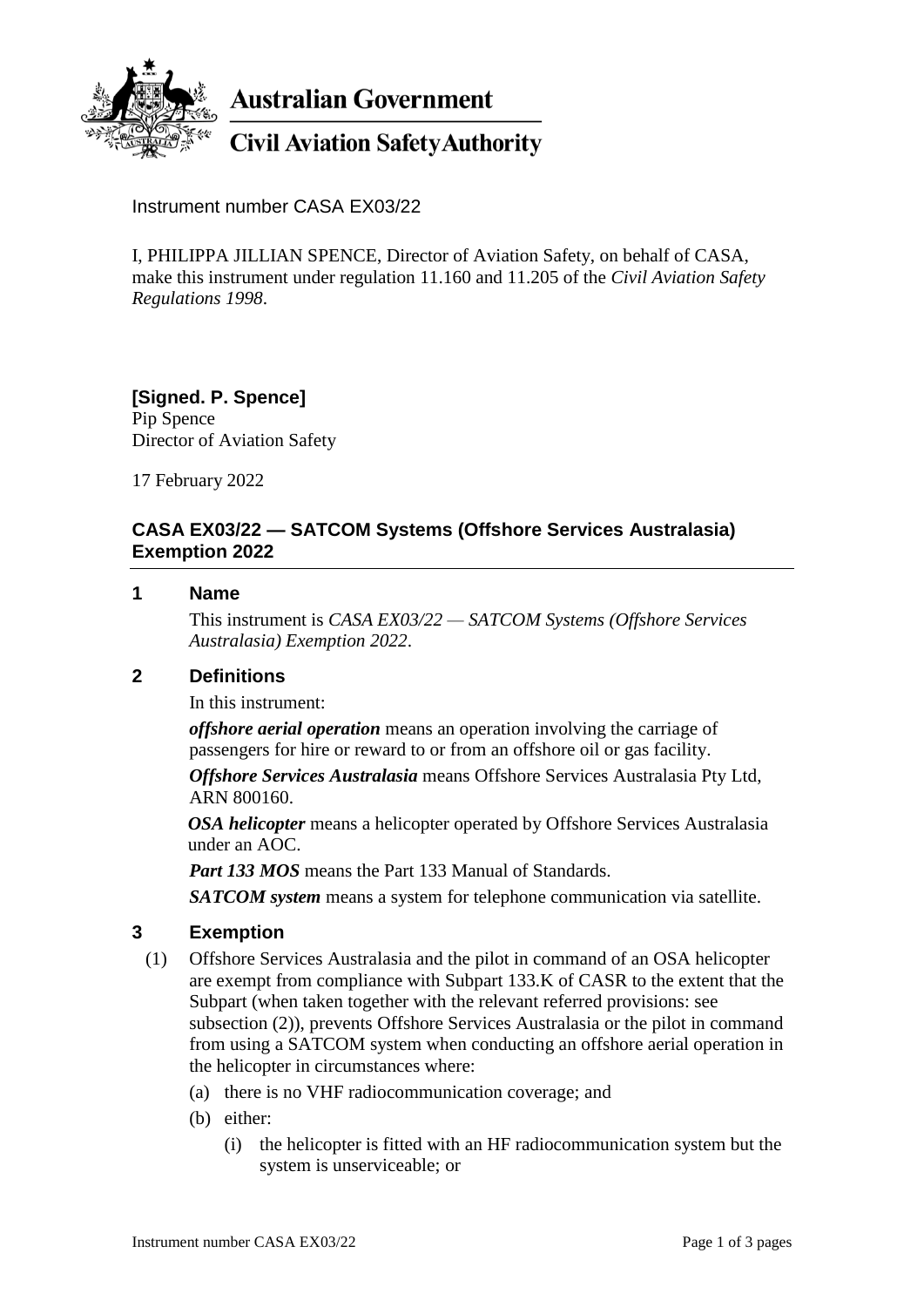**Australian Government**

**Civil Aviation Safety Authority**

Instrument number CASA EX03/22

I, PHILIPPA JILLIAN SPENCE, Director of Aviation Safety, on behalf of CASA, make this instrument under regulation 11.160 and 11.205 of the *Civil Aviation Safety Regulations 1998*.

**[Signed. P. Spence]**
Pip Spence
Director of Aviation Safety

17 February 2022

## CASA EX03/22 — SATCOM Systems (Offshore Services Australasia) Exemption 2022

### 1 Name

This instrument is *CASA EX03/22 — SATCOM Systems (Offshore Services Australasia) Exemption 2022*.

### 2 Definitions

In this instrument:

***offshore aerial operation*** means an operation involving the carriage of passengers for hire or reward to or from an offshore oil or gas facility.

***Offshore Services Australasia*** means Offshore Services Australasia Pty Ltd, ARN 800160.

***OSA helicopter*** means a helicopter operated by Offshore Services Australasia under an AOC.

***Part 133 MOS*** means the Part 133 Manual of Standards.

***SATCOM system*** means a system for telephone communication via satellite.

### 3 Exemption

(1) Offshore Services Australasia and the pilot in command of an OSA helicopter are exempt from compliance with Subpart 133.K of CASR to the extent that the Subpart (when taken together with the relevant referred provisions: see subsection (2)), prevents Offshore Services Australasia or the pilot in command from using a SATCOM system when conducting an offshore aerial operation in the helicopter in circumstances where:

(a) there is no VHF radiocommunication coverage; and

(b) either:

(i) the helicopter is fitted with an HF radiocommunication system but the system is unserviceable; or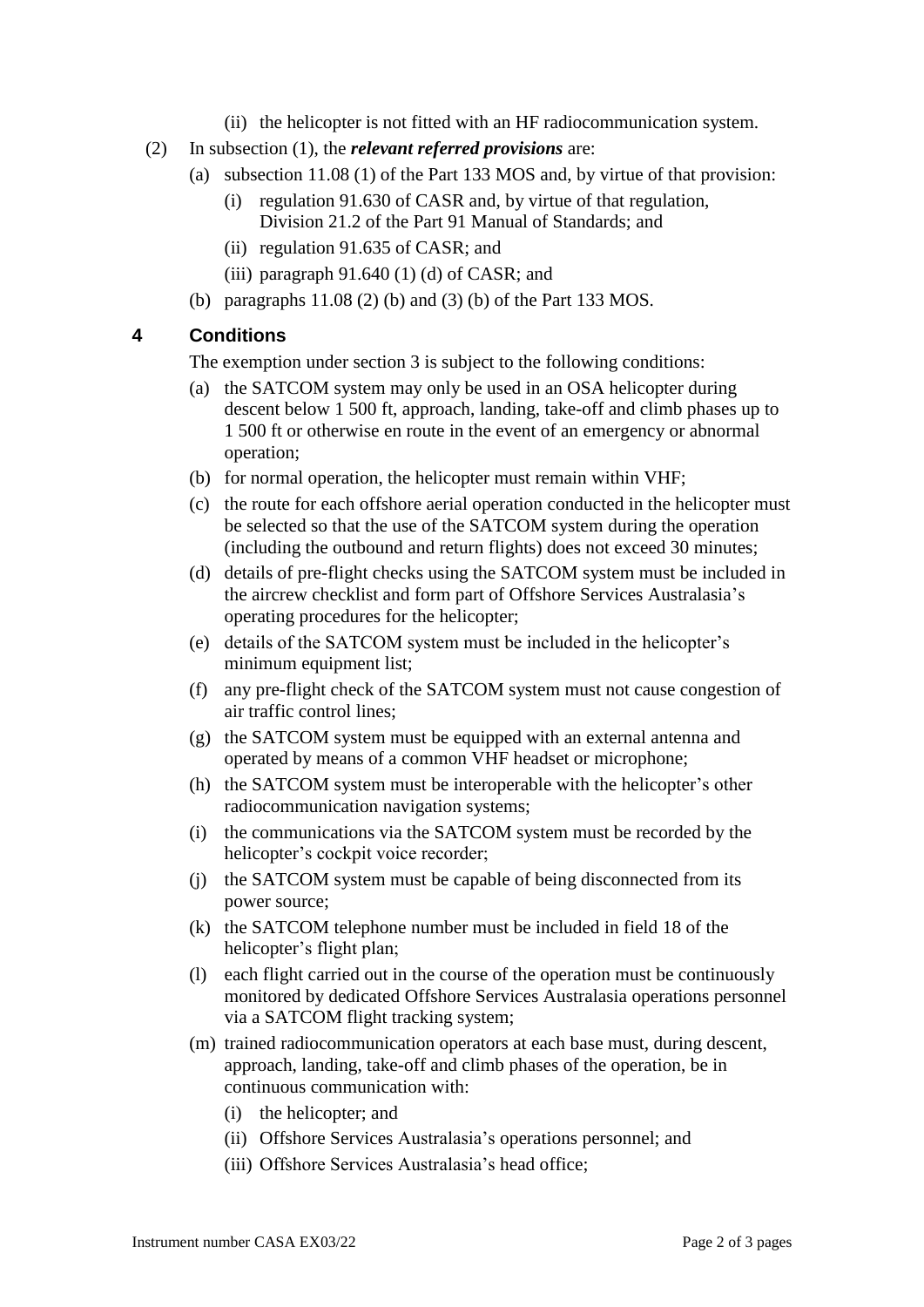(ii) the helicopter is not fitted with an HF radiocommunication system.

(2) In subsection (1), the ***relevant referred provisions*** are:

(a) subsection 11.08 (1) of the Part 133 MOS and, by virtue of that provision:

(i) regulation 91.630 of CASR and, by virtue of that regulation, Division 21.2 of the Part 91 Manual of Standards; and

(ii) regulation 91.635 of CASR; and

(iii) paragraph 91.640 (1) (d) of CASR; and

(b) paragraphs 11.08 (2) (b) and (3) (b) of the Part 133 MOS.

## 4 Conditions

The exemption under section 3 is subject to the following conditions:

(a) the SATCOM system may only be used in an OSA helicopter during descent below 1 500 ft, approach, landing, take-off and climb phases up to 1 500 ft or otherwise en route in the event of an emergency or abnormal operation;

(b) for normal operation, the helicopter must remain within VHF;

(c) the route for each offshore aerial operation conducted in the helicopter must be selected so that the use of the SATCOM system during the operation (including the outbound and return flights) does not exceed 30 minutes;

(d) details of pre-flight checks using the SATCOM system must be included in the aircrew checklist and form part of Offshore Services Australasia's operating procedures for the helicopter;

(e) details of the SATCOM system must be included in the helicopter's minimum equipment list;

(f) any pre-flight check of the SATCOM system must not cause congestion of air traffic control lines;

(g) the SATCOM system must be equipped with an external antenna and operated by means of a common VHF headset or microphone;

(h) the SATCOM system must be interoperable with the helicopter's other radiocommunication navigation systems;

(i) the communications via the SATCOM system must be recorded by the helicopter's cockpit voice recorder;

(j) the SATCOM system must be capable of being disconnected from its power source;

(k) the SATCOM telephone number must be included in field 18 of the helicopter's flight plan;

(l) each flight carried out in the course of the operation must be continuously monitored by dedicated Offshore Services Australasia operations personnel via a SATCOM flight tracking system;

(m) trained radiocommunication operators at each base must, during descent, approach, landing, take-off and climb phases of the operation, be in continuous communication with:

(i) the helicopter; and

(ii) Offshore Services Australasia's operations personnel; and

(iii) Offshore Services Australasia's head office;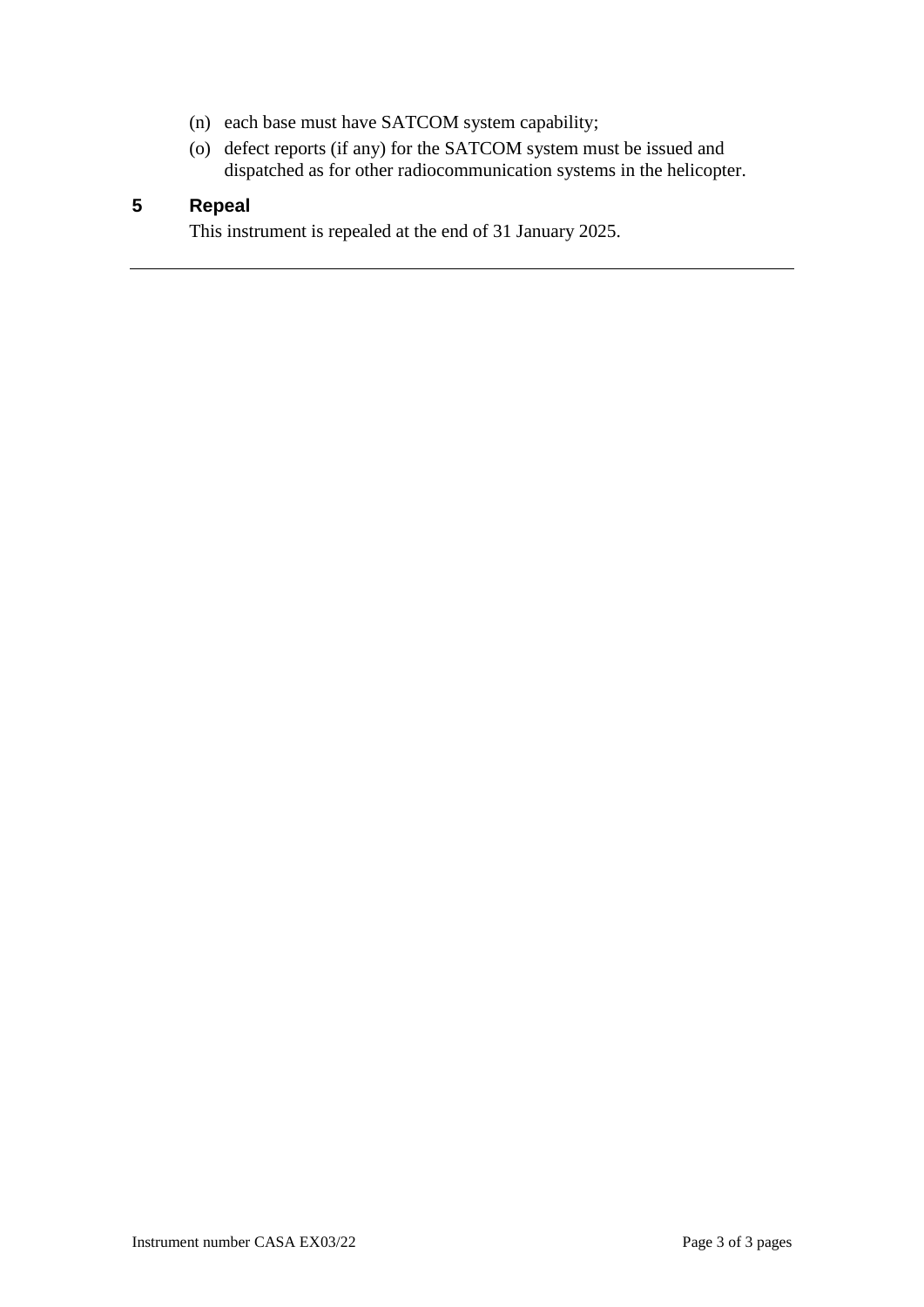(n) each base must have SATCOM system capability;

(o) defect reports (if any) for the SATCOM system must be issued and dispatched as for other radiocommunication systems in the helicopter.

## 5 Repeal

This instrument is repealed at the end of 31 January 2025.

---